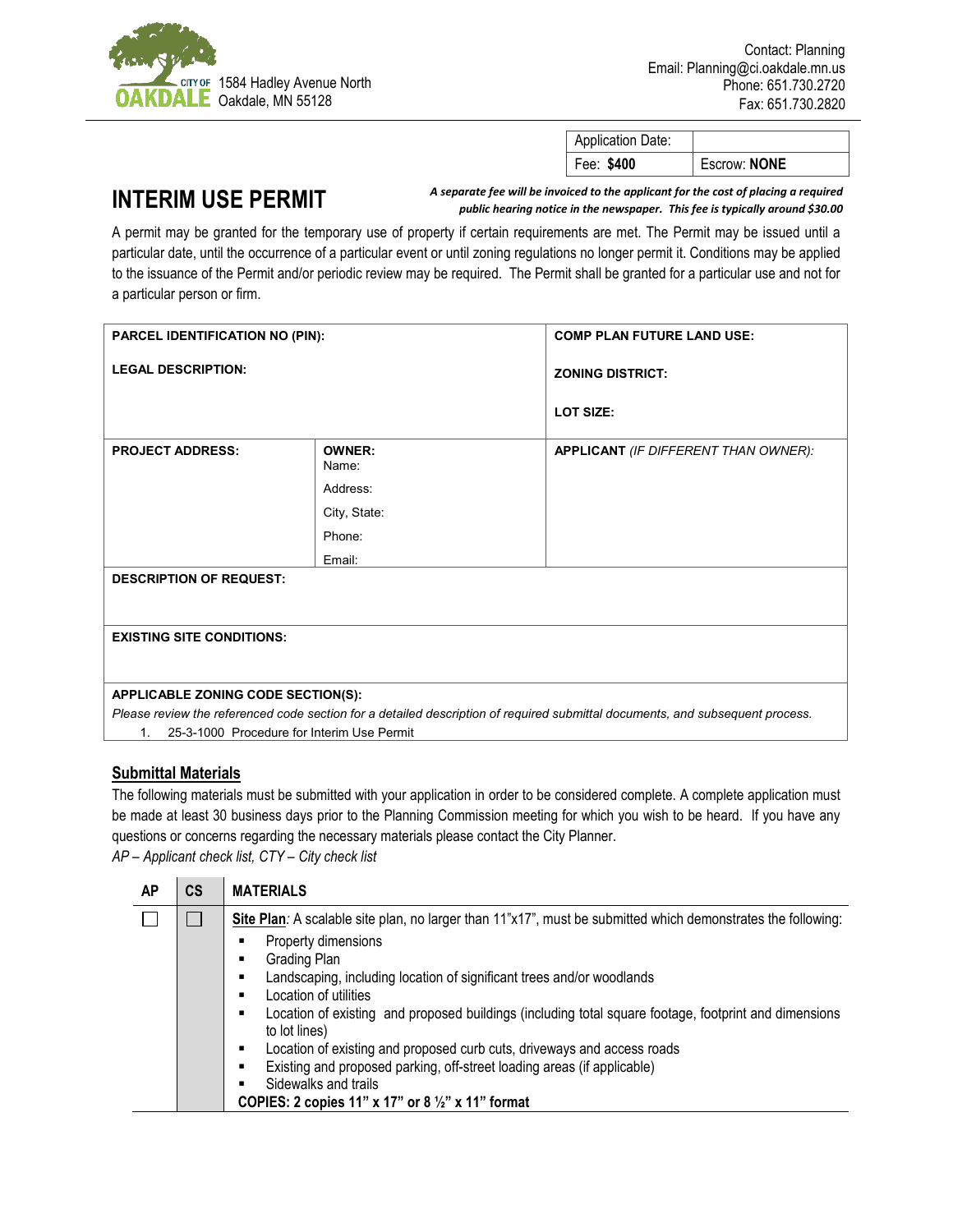CITY OF OAKDALE
1584 Hadley Avenue North
Oakdale, MN 55128

Contact: Planning
Email: Planning@ci.oakdale.mn.us
Phone: 651.730.2720
Fax: 651.730.2820

| Application Date: | |
|---|---|
| Fee: **$400** | Escrow: **NONE** |

# INTERIM USE PERMIT

***A separate fee will be invoiced to the applicant for the cost of placing a required public hearing notice in the newspaper. This fee is typically around $30.00***

A permit may be granted for the temporary use of property if certain requirements are met. The Permit may be issued until a particular date, until the occurrence of a particular event or until zoning regulations no longer permit it. Conditions may be applied to the issuance of the Permit and/or periodic review may be required. The Permit shall be granted for a particular use and not for a particular person or firm.

| **PARCEL IDENTIFICATION NO (PIN):** <br><br> **LEGAL DESCRIPTION:** | | **COMP PLAN FUTURE LAND USE:** <br><br> **ZONING DISTRICT:** <br><br> **LOT SIZE:** |
|---|---|---|
| **PROJECT ADDRESS:** | **OWNER:** <br> Name: <br> Address: <br> City, State: <br> Phone: <br> Email: | **APPLICANT** *(IF DIFFERENT THAN OWNER):* |
| **DESCRIPTION OF REQUEST:** | | |
| **EXISTING SITE CONDITIONS:** | | |
| **APPLICABLE ZONING CODE SECTION(S):** <br> *Please review the referenced code section for a detailed description of required submittal documents, and subsequent process.* <br> 1. 25-3-1000 Procedure for Interim Use Permit | | |

## Submittal Materials

The following materials must be submitted with your application in order to be considered complete. A complete application must be made at least 30 business days prior to the Planning Commission meeting for which you wish to be heard. If you have any questions or concerns regarding the necessary materials please contact the City Planner.

*AP – Applicant check list, CTY – City check list*

| AP | CS | MATERIALS |
|---|---|---|
| ☐ | ☐ | **Site Plan***:* A scalable site plan, no larger than 11"x17", must be submitted which demonstrates the following: <br> ▪ Property dimensions <br> ▪ Grading Plan <br> ▪ Landscaping, including location of significant trees and/or woodlands <br> ▪ Location of utilities <br> ▪ Location of existing and proposed buildings (including total square footage, footprint and dimensions to lot lines) <br> ▪ Location of existing and proposed curb cuts, driveways and access roads <br> ▪ Existing and proposed parking, off-street loading areas (if applicable) <br> ▪ Sidewalks and trails <br> **COPIES: 2 copies 11" x 17" or 8 ½" x 11" format** |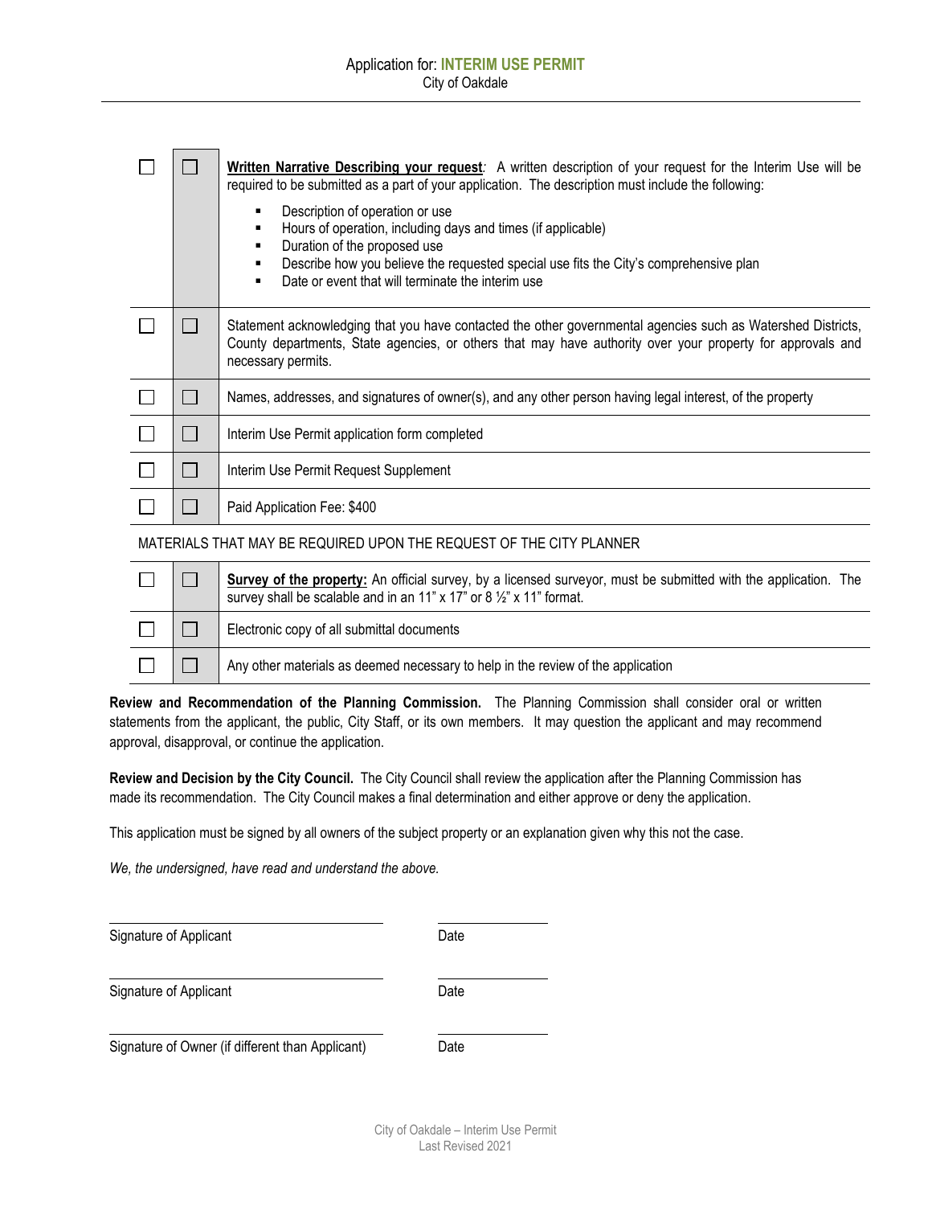| | | |
|---|---|---|
| ☐ | ☐ | **Written Narrative Describing your request**: A written description of your request for the Interim Use will be required to be submitted as a part of your application. The description must include the following:<br>▪ Description of operation or use<br>▪ Hours of operation, including days and times (if applicable)<br>▪ Duration of the proposed use<br>▪ Describe how you believe the requested special use fits the City's comprehensive plan<br>▪ Date or event that will terminate the interim use |
| ☐ | ☐ | Statement acknowledging that you have contacted the other governmental agencies such as Watershed Districts, County departments, State agencies, or others that may have authority over your property for approvals and necessary permits. |
| ☐ | ☐ | Names, addresses, and signatures of owner(s), and any other person having legal interest, of the property |
| ☐ | ☐ | Interim Use Permit application form completed |
| ☐ | ☐ | Interim Use Permit Request Supplement |
| ☐ | ☐ | Paid Application Fee: $400 |
| MATERIALS THAT MAY BE REQUIRED UPON THE REQUEST OF THE CITY PLANNER | | |
| ☐ | ☐ | **Survey of the property:** An official survey, by a licensed surveyor, must be submitted with the application. The survey shall be scalable and in an 11" x 17" or 8 ½" x 11" format. |
| ☐ | ☐ | Electronic copy of all submittal documents |
| ☐ | ☐ | Any other materials as deemed necessary to help in the review of the application |

**Review and Recommendation of the Planning Commission.** The Planning Commission shall consider oral or written statements from the applicant, the public, City Staff, or its own members. It may question the applicant and may recommend approval, disapproval, or continue the application.

**Review and Decision by the City Council.** The City Council shall review the application after the Planning Commission has made its recommendation. The City Council makes a final determination and either approve or deny the application.

This application must be signed by all owners of the subject property or an explanation given why this not the case.

*We, the undersigned, have read and understand the above.*

Signature of Applicant ____________________ Date ____________

Signature of Applicant ____________________ Date ____________

Signature of Owner (if different than Applicant) ____________________ Date ____________